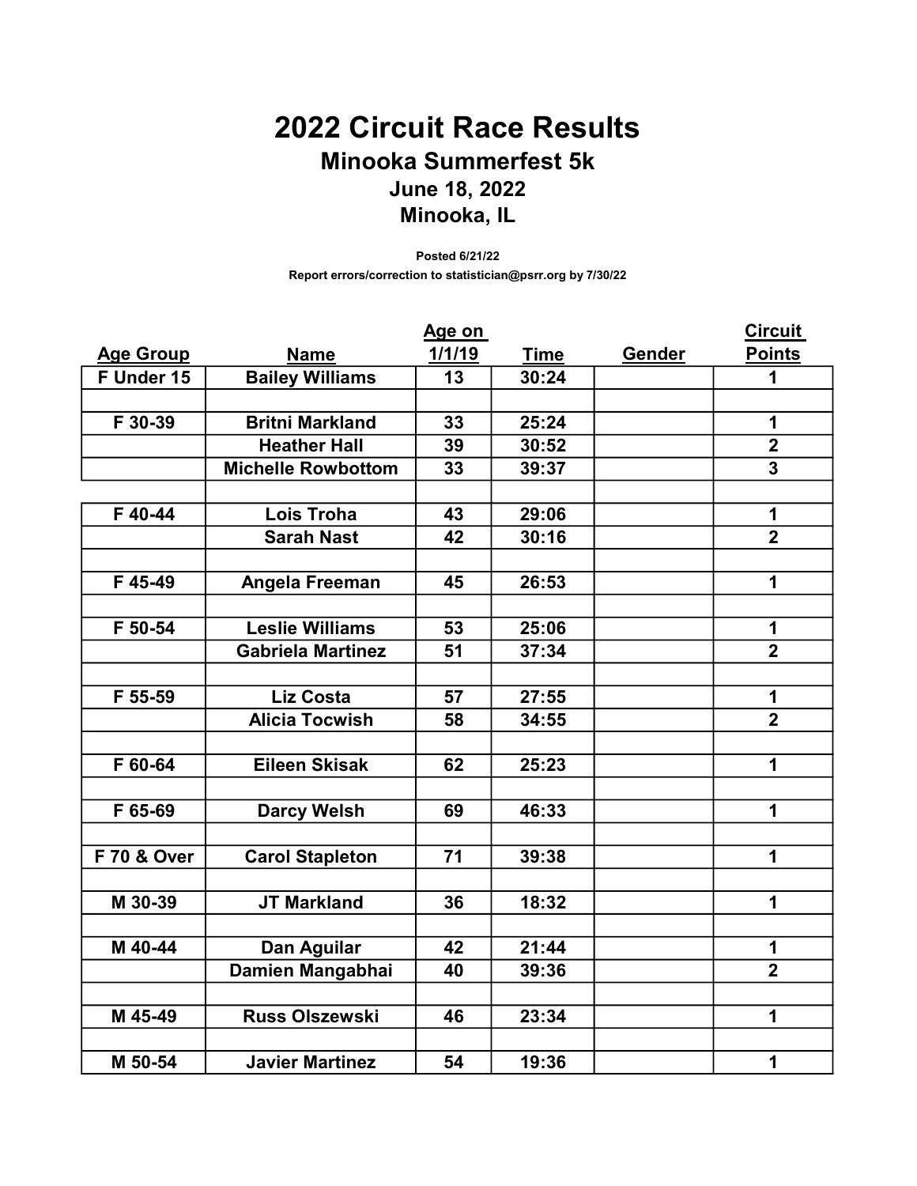# 2022 Circuit Race Results

## Minooka Summerfest 5k

### June 18, 2022

### Minooka, IL

**Posted 6/21/22**

**Report errors/correction to statistician@psrr.org by 7/30/22**

| Age Group | Name | Age on 1/1/19 | Time | Gender | Circuit Points |
|---|---|---|---|---|---|
| F Under 15 | Bailey Williams | 13 | 30:24 | | 1 |
| | | | | | |
| F 30-39 | Britni Markland | 33 | 25:24 | | 1 |
| | Heather Hall | 39 | 30:52 | | 2 |
| | Michelle Rowbottom | 33 | 39:37 | | 3 |
| | | | | | |
| F 40-44 | Lois Troha | 43 | 29:06 | | 1 |
| | Sarah Nast | 42 | 30:16 | | 2 |
| | | | | | |
| F 45-49 | Angela Freeman | 45 | 26:53 | | 1 |
| | | | | | |
| F 50-54 | Leslie Williams | 53 | 25:06 | | 1 |
| | Gabriela Martinez | 51 | 37:34 | | 2 |
| | | | | | |
| F 55-59 | Liz Costa | 57 | 27:55 | | 1 |
| | Alicia Tocwish | 58 | 34:55 | | 2 |
| | | | | | |
| F 60-64 | Eileen Skisak | 62 | 25:23 | | 1 |
| | | | | | |
| F 65-69 | Darcy Welsh | 69 | 46:33 | | 1 |
| | | | | | |
| F 70 & Over | Carol Stapleton | 71 | 39:38 | | 1 |
| | | | | | |
| M 30-39 | JT Markland | 36 | 18:32 | | 1 |
| | | | | | |
| M 40-44 | Dan Aguilar | 42 | 21:44 | | 1 |
| | Damien Mangabhai | 40 | 39:36 | | 2 |
| | | | | | |
| M 45-49 | Russ Olszewski | 46 | 23:34 | | 1 |
| | | | | | |
| M 50-54 | Javier Martinez | 54 | 19:36 | | 1 |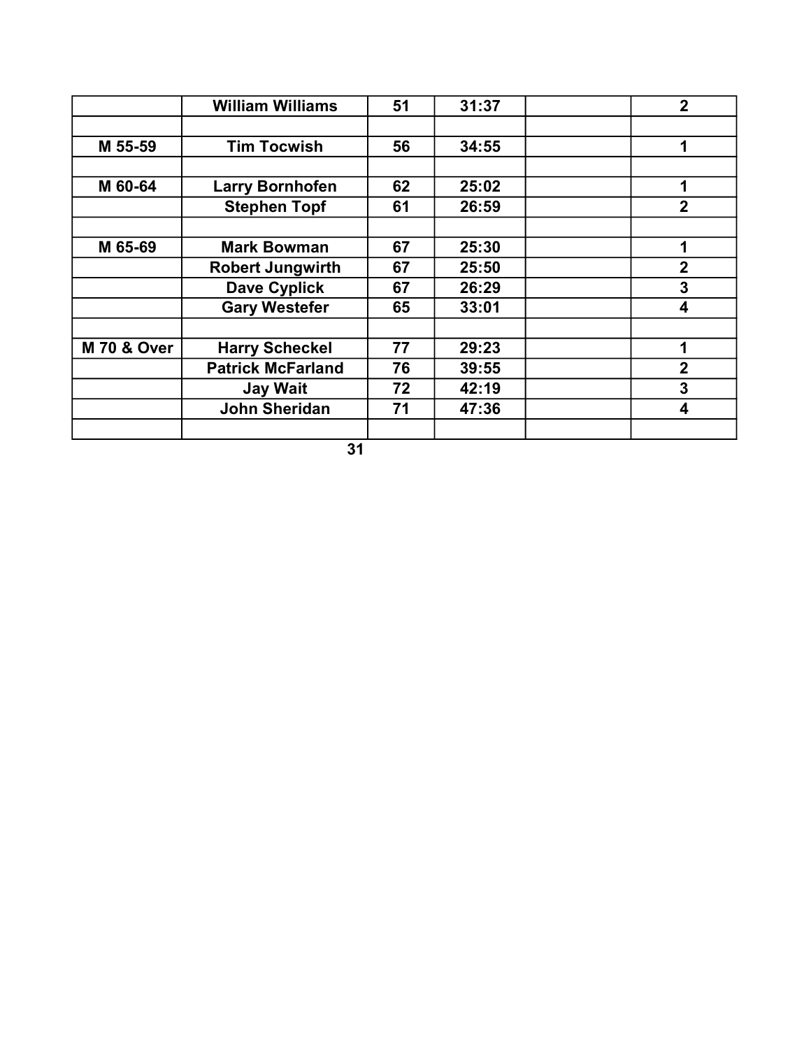| | | | | | |
|---|---|---|---|---|---|
| | William Williams | 51 | 31:37 | | 2 |
| | | | | | |
| M 55-59 | Tim Tocwish | 56 | 34:55 | | 1 |
| | | | | | |
| M 60-64 | Larry Bornhofen | 62 | 25:02 | | 1 |
| | Stephen Topf | 61 | 26:59 | | 2 |
| | | | | | |
| M 65-69 | Mark Bowman | 67 | 25:30 | | 1 |
| | Robert Jungwirth | 67 | 25:50 | | 2 |
| | Dave Cyplick | 67 | 26:29 | | 3 |
| | Gary Westefer | 65 | 33:01 | | 4 |
| | | | | | |
| M 70 & Over | Harry Scheckel | 77 | 29:23 | | 1 |
| | Patrick McFarland | 76 | 39:55 | | 2 |
| | Jay Wait | 72 | 42:19 | | 3 |
| | John Sheridan | 71 | 47:36 | | 4 |
| | | | | | |

31